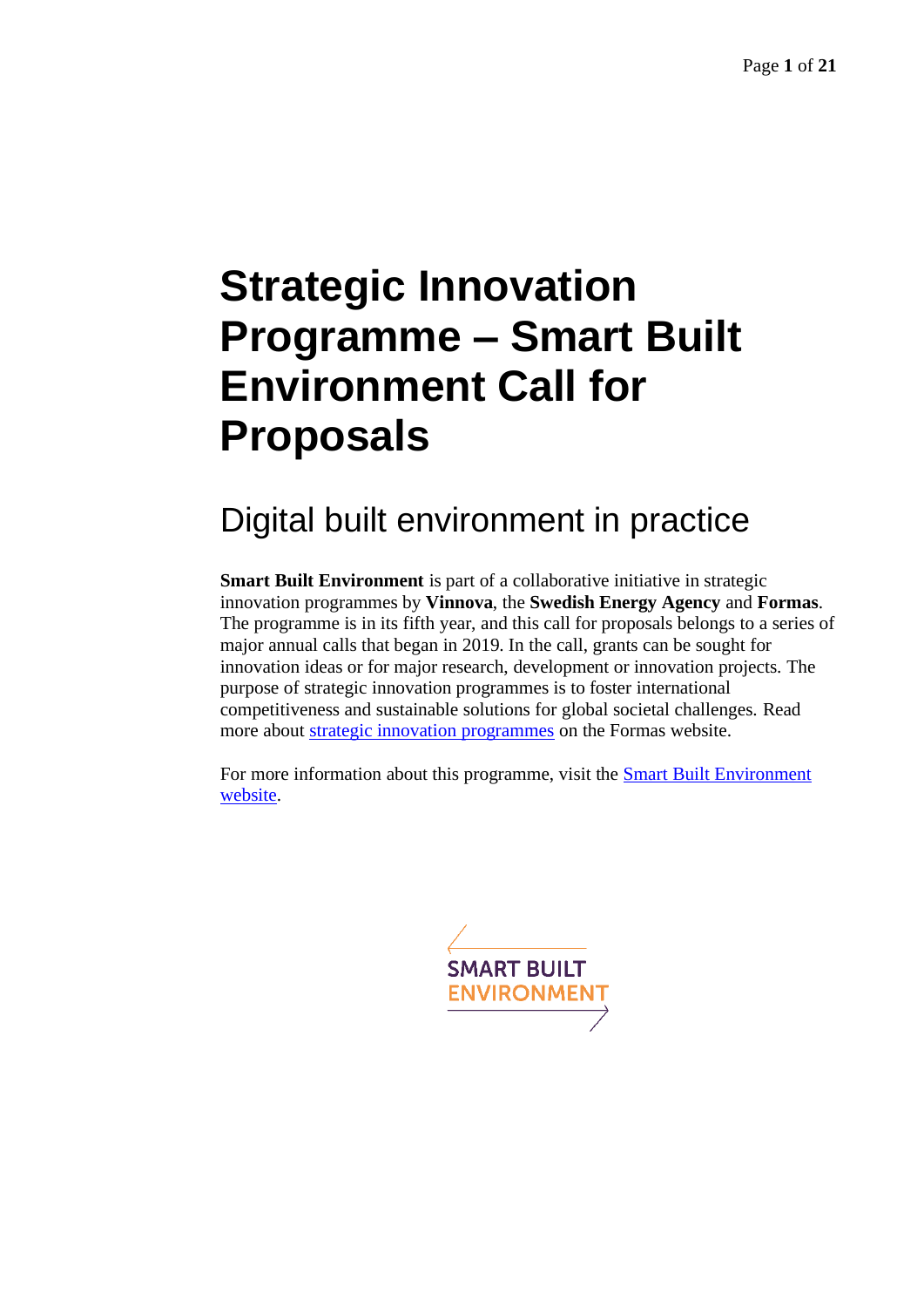# Strategic Innovation Programme – Smart Built Environment Call for Proposals

## Digital built environment in practice

**Smart Built Environment** is part of a collaborative initiative in strategic innovation programmes by **Vinnova**, the **Swedish Energy Agency** and **Formas**. The programme is in its fifth year, and this call for proposals belongs to a series of major annual calls that began in 2019. In the call, grants can be sought for innovation ideas or for major research, development or innovation projects. The purpose of strategic innovation programmes is to foster international competitiveness and sustainable solutions for global societal challenges. Read more about strategic innovation programmes on the Formas website.

For more information about this programme, visit the Smart Built Environment website.

SMART BUILT ENVIRONMENT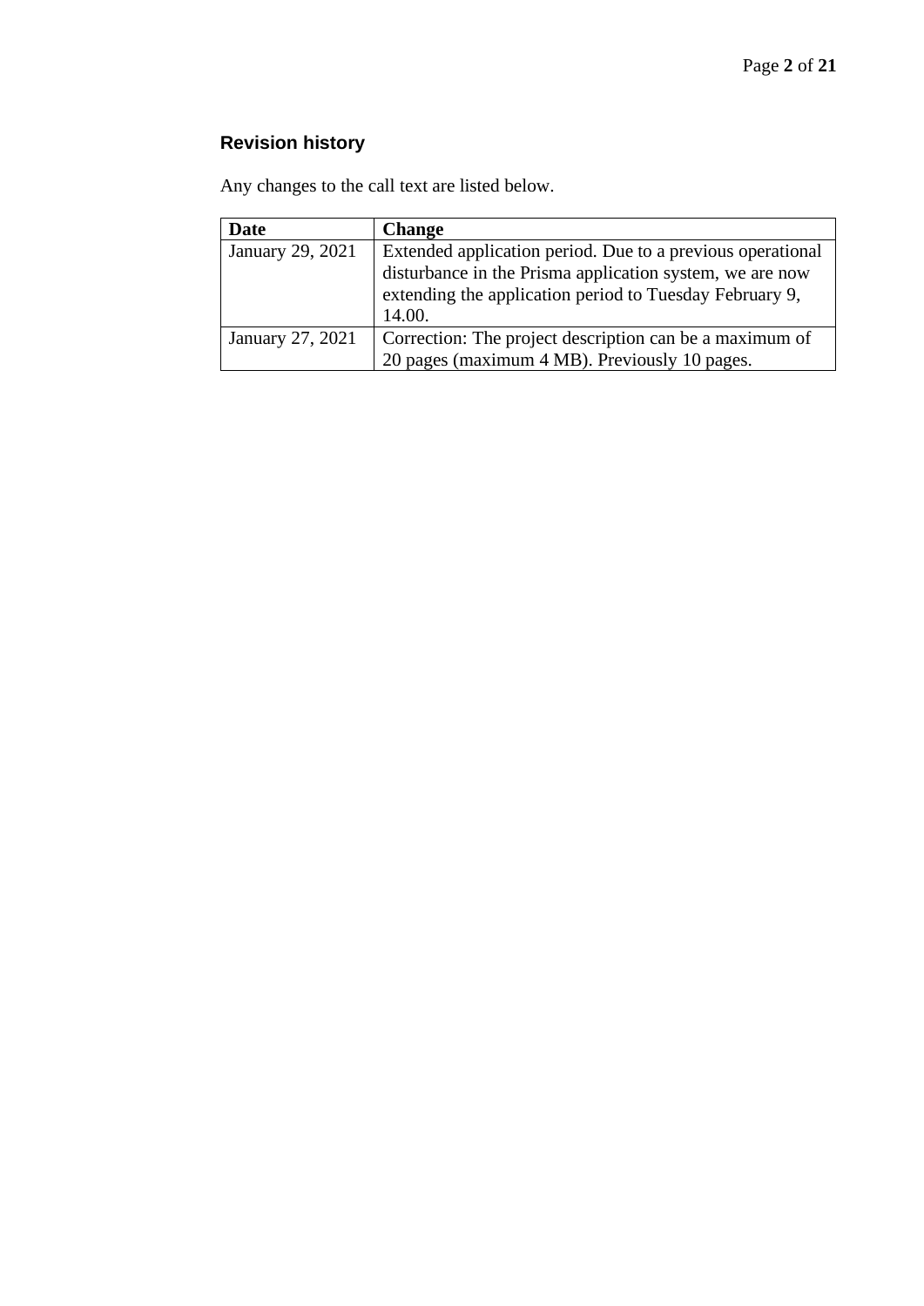## Revision history

Any changes to the call text are listed below.

| Date | Change |
| --- | --- |
| January 29, 2021 | Extended application period. Due to a previous operational disturbance in the Prisma application system, we are now extending the application period to Tuesday February 9, 14.00. |
| January 27, 2021 | Correction: The project description can be a maximum of 20 pages (maximum 4 MB). Previously 10 pages. |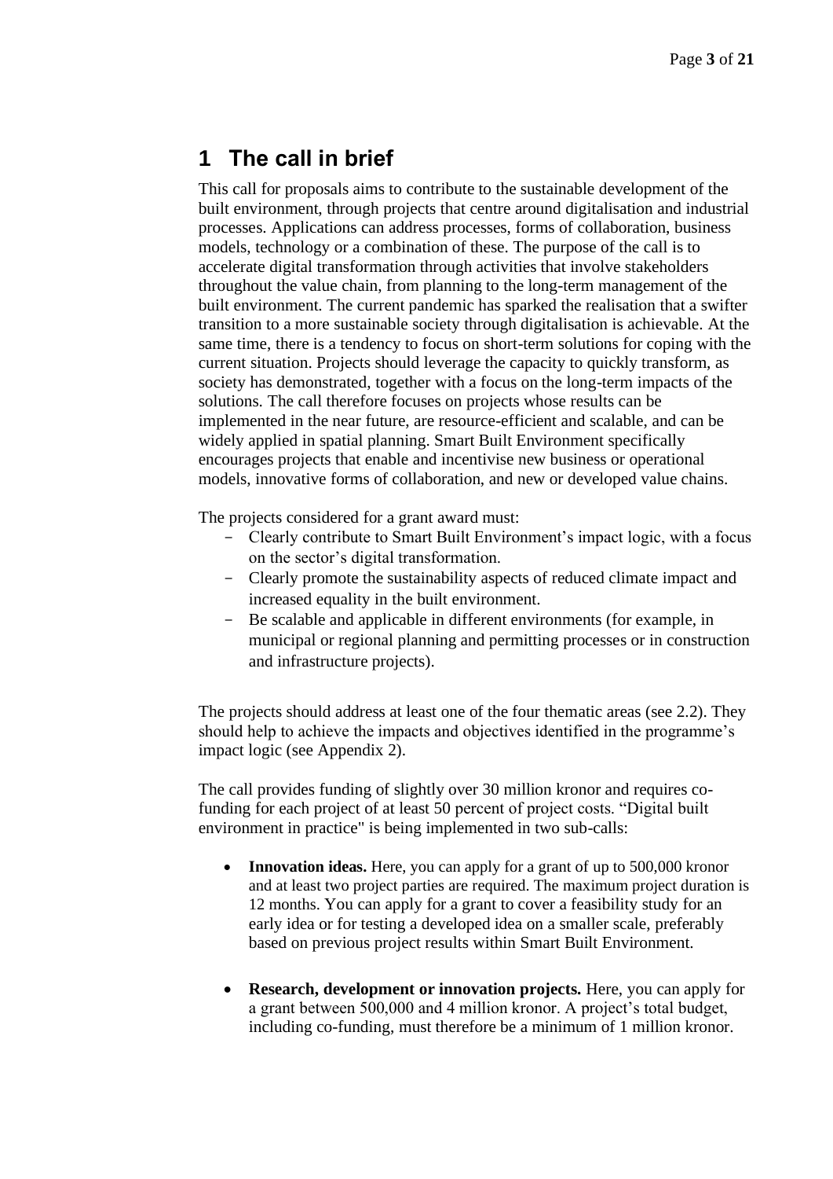# 1 The call in brief

This call for proposals aims to contribute to the sustainable development of the built environment, through projects that centre around digitalisation and industrial processes. Applications can address processes, forms of collaboration, business models, technology or a combination of these. The purpose of the call is to accelerate digital transformation through activities that involve stakeholders throughout the value chain, from planning to the long-term management of the built environment. The current pandemic has sparked the realisation that a swifter transition to a more sustainable society through digitalisation is achievable. At the same time, there is a tendency to focus on short-term solutions for coping with the current situation. Projects should leverage the capacity to quickly transform, as society has demonstrated, together with a focus on the long-term impacts of the solutions. The call therefore focuses on projects whose results can be implemented in the near future, are resource-efficient and scalable, and can be widely applied in spatial planning. Smart Built Environment specifically encourages projects that enable and incentivise new business or operational models, innovative forms of collaboration, and new or developed value chains.

The projects considered for a grant award must:

- Clearly contribute to Smart Built Environment's impact logic, with a focus on the sector's digital transformation.
- Clearly promote the sustainability aspects of reduced climate impact and increased equality in the built environment.
- Be scalable and applicable in different environments (for example, in municipal or regional planning and permitting processes or in construction and infrastructure projects).

The projects should address at least one of the four thematic areas (see 2.2). They should help to achieve the impacts and objectives identified in the programme's impact logic (see Appendix 2).

The call provides funding of slightly over 30 million kronor and requires co-funding for each project of at least 50 percent of project costs. "Digital built environment in practice" is being implemented in two sub-calls:

- **Innovation ideas.** Here, you can apply for a grant of up to 500,000 kronor and at least two project parties are required. The maximum project duration is 12 months. You can apply for a grant to cover a feasibility study for an early idea or for testing a developed idea on a smaller scale, preferably based on previous project results within Smart Built Environment.

- **Research, development or innovation projects.** Here, you can apply for a grant between 500,000 and 4 million kronor. A project's total budget, including co-funding, must therefore be a minimum of 1 million kronor.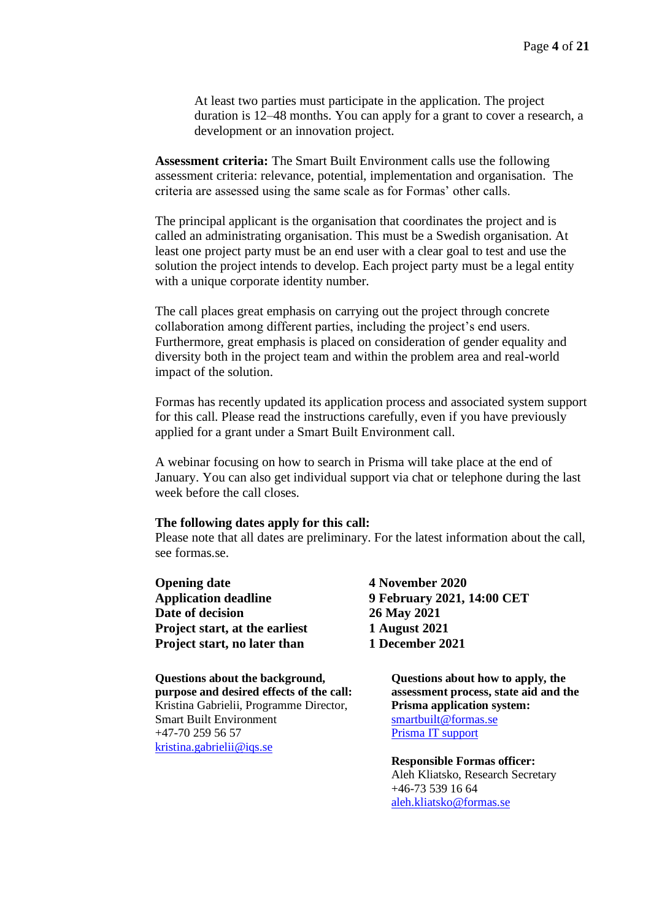At least two parties must participate in the application. The project duration is 12–48 months. You can apply for a grant to cover a research, a development or an innovation project.

**Assessment criteria:** The Smart Built Environment calls use the following assessment criteria: relevance, potential, implementation and organisation. The criteria are assessed using the same scale as for Formas' other calls.

The principal applicant is the organisation that coordinates the project and is called an administrating organisation. This must be a Swedish organisation. At least one project party must be an end user with a clear goal to test and use the solution the project intends to develop. Each project party must be a legal entity with a unique corporate identity number.

The call places great emphasis on carrying out the project through concrete collaboration among different parties, including the project's end users. Furthermore, great emphasis is placed on consideration of gender equality and diversity both in the project team and within the problem area and real-world impact of the solution.

Formas has recently updated its application process and associated system support for this call. Please read the instructions carefully, even if you have previously applied for a grant under a Smart Built Environment call.

A webinar focusing on how to search in Prisma will take place at the end of January. You can also get individual support via chat or telephone during the last week before the call closes.

**The following dates apply for this call:**
Please note that all dates are preliminary. For the latest information about the call, see formas.se.

| | |
|---|---|
| **Opening date** | **4 November 2020** |
| **Application deadline** | **9 February 2021, 14:00 CET** |
| **Date of decision** | **26 May 2021** |
| **Project start, at the earliest** | **1 August 2021** |
| **Project start, no later than** | **1 December 2021** |

**Questions about the background, purpose and desired effects of the call:**
Kristina Gabrielii, Programme Director, Smart Built Environment
+47-70 259 56 57
kristina.gabrielii@iqs.se

**Questions about how to apply, the assessment process, state aid and the Prisma application system:**
smartbuilt@formas.se
Prisma IT support

**Responsible Formas officer:**
Aleh Kliatsko, Research Secretary
+46-73 539 16 64
aleh.kliatsko@formas.se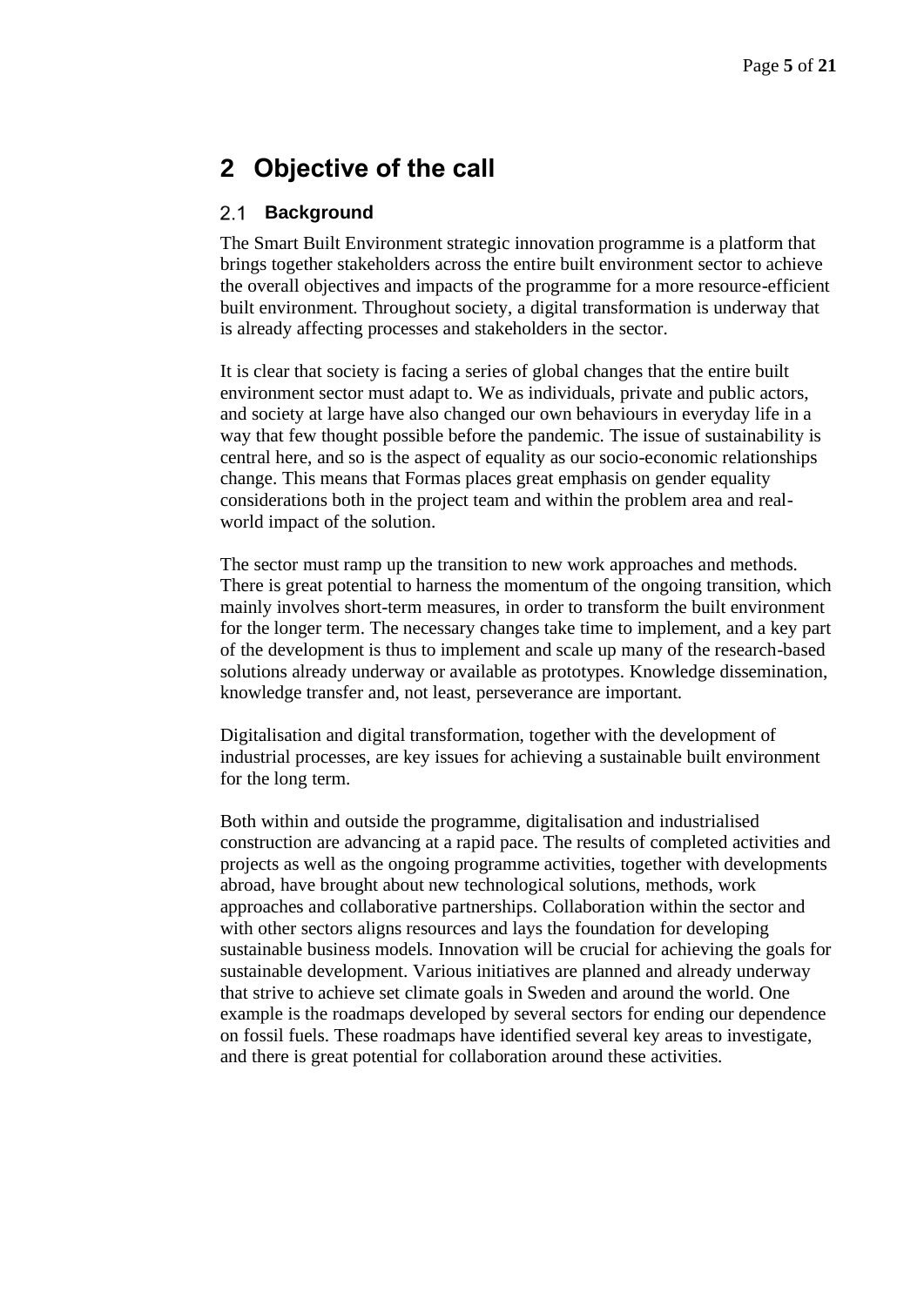# 2 Objective of the call

## 2.1 Background

The Smart Built Environment strategic innovation programme is a platform that brings together stakeholders across the entire built environment sector to achieve the overall objectives and impacts of the programme for a more resource-efficient built environment. Throughout society, a digital transformation is underway that is already affecting processes and stakeholders in the sector.

It is clear that society is facing a series of global changes that the entire built environment sector must adapt to. We as individuals, private and public actors, and society at large have also changed our own behaviours in everyday life in a way that few thought possible before the pandemic. The issue of sustainability is central here, and so is the aspect of equality as our socio-economic relationships change. This means that Formas places great emphasis on gender equality considerations both in the project team and within the problem area and real-world impact of the solution.

The sector must ramp up the transition to new work approaches and methods. There is great potential to harness the momentum of the ongoing transition, which mainly involves short-term measures, in order to transform the built environment for the longer term. The necessary changes take time to implement, and a key part of the development is thus to implement and scale up many of the research-based solutions already underway or available as prototypes. Knowledge dissemination, knowledge transfer and, not least, perseverance are important.

Digitalisation and digital transformation, together with the development of industrial processes, are key issues for achieving a sustainable built environment for the long term.

Both within and outside the programme, digitalisation and industrialised construction are advancing at a rapid pace. The results of completed activities and projects as well as the ongoing programme activities, together with developments abroad, have brought about new technological solutions, methods, work approaches and collaborative partnerships. Collaboration within the sector and with other sectors aligns resources and lays the foundation for developing sustainable business models. Innovation will be crucial for achieving the goals for sustainable development. Various initiatives are planned and already underway that strive to achieve set climate goals in Sweden and around the world. One example is the roadmaps developed by several sectors for ending our dependence on fossil fuels. These roadmaps have identified several key areas to investigate, and there is great potential for collaboration around these activities.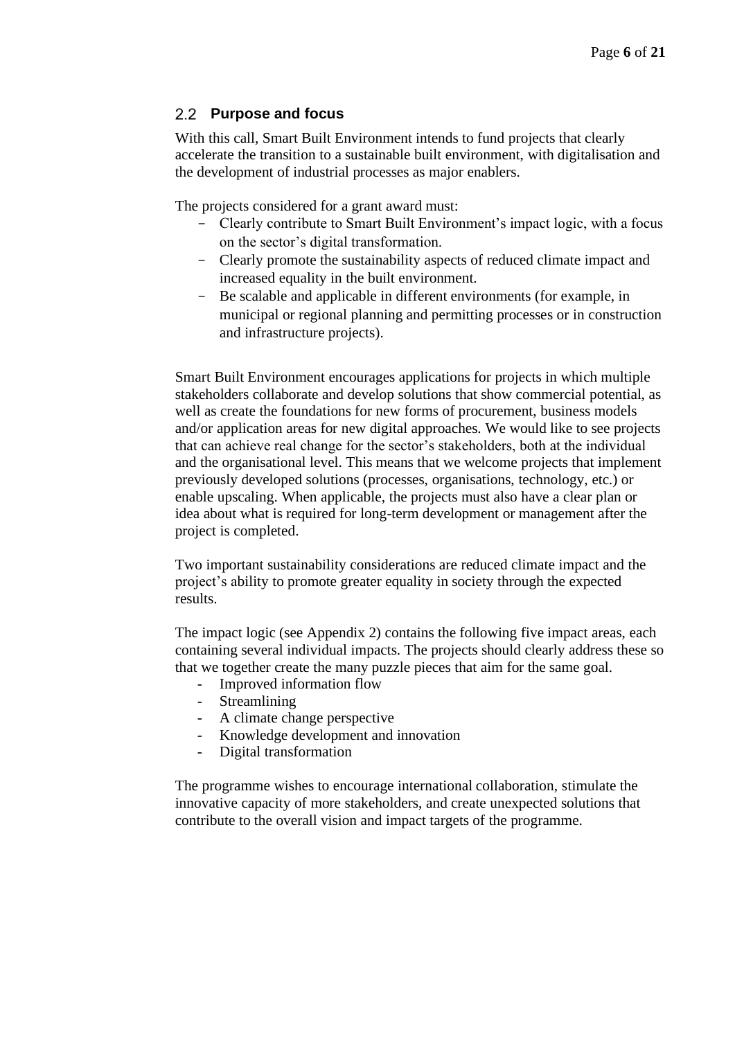## 2.2 Purpose and focus

With this call, Smart Built Environment intends to fund projects that clearly accelerate the transition to a sustainable built environment, with digitalisation and the development of industrial processes as major enablers.

The projects considered for a grant award must:

- Clearly contribute to Smart Built Environment's impact logic, with a focus on the sector's digital transformation.
- Clearly promote the sustainability aspects of reduced climate impact and increased equality in the built environment.
- Be scalable and applicable in different environments (for example, in municipal or regional planning and permitting processes or in construction and infrastructure projects).

Smart Built Environment encourages applications for projects in which multiple stakeholders collaborate and develop solutions that show commercial potential, as well as create the foundations for new forms of procurement, business models and/or application areas for new digital approaches. We would like to see projects that can achieve real change for the sector's stakeholders, both at the individual and the organisational level. This means that we welcome projects that implement previously developed solutions (processes, organisations, technology, etc.) or enable upscaling. When applicable, the projects must also have a clear plan or idea about what is required for long-term development or management after the project is completed.

Two important sustainability considerations are reduced climate impact and the project's ability to promote greater equality in society through the expected results.

The impact logic (see Appendix 2) contains the following five impact areas, each containing several individual impacts. The projects should clearly address these so that we together create the many puzzle pieces that aim for the same goal.

- Improved information flow
- Streamlining
- A climate change perspective
- Knowledge development and innovation
- Digital transformation

The programme wishes to encourage international collaboration, stimulate the innovative capacity of more stakeholders, and create unexpected solutions that contribute to the overall vision and impact targets of the programme.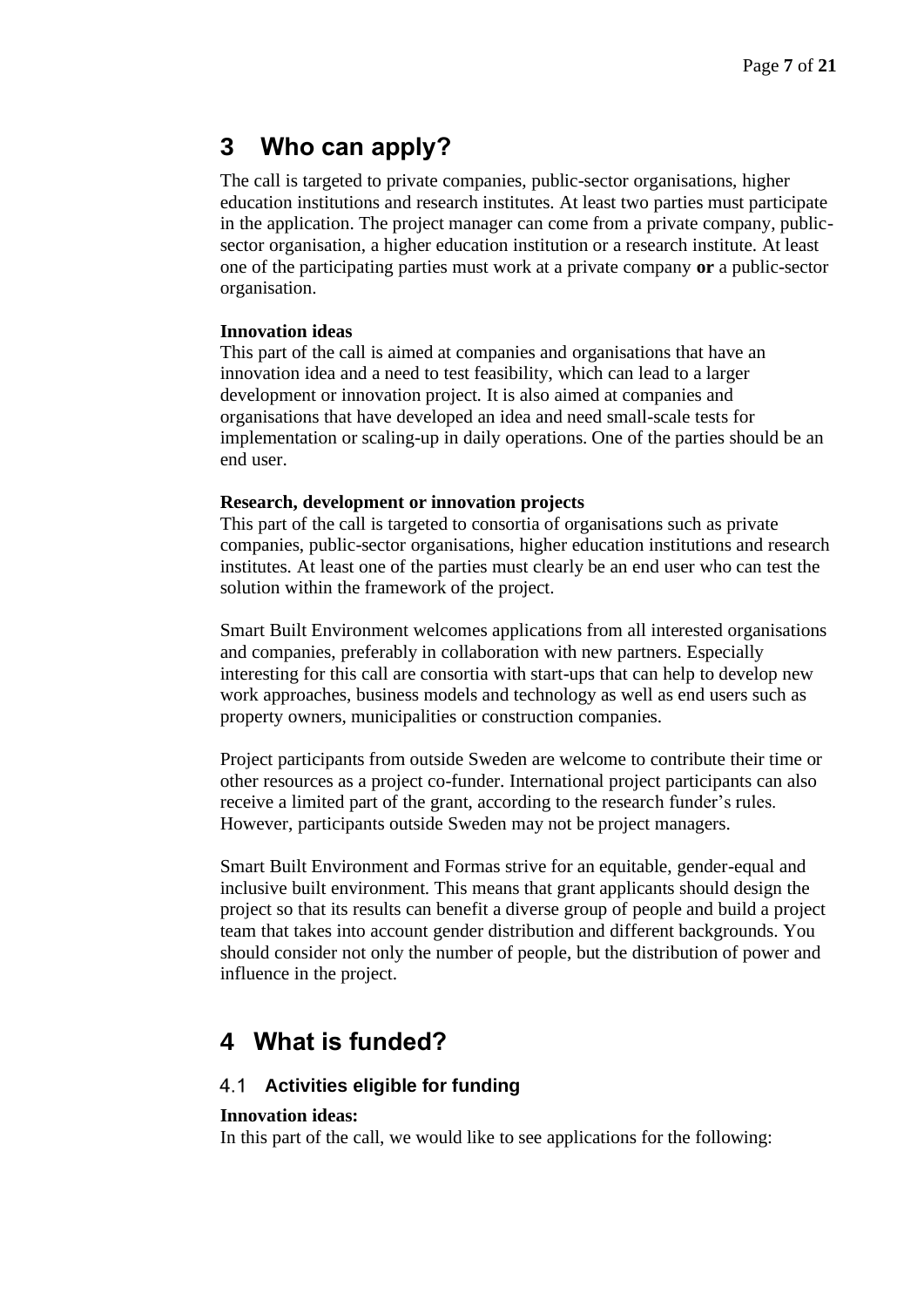# 3 Who can apply?

The call is targeted to private companies, public-sector organisations, higher education institutions and research institutes. At least two parties must participate in the application. The project manager can come from a private company, public-sector organisation, a higher education institution or a research institute. At least one of the participating parties must work at a private company **or** a public-sector organisation.

**Innovation ideas**

This part of the call is aimed at companies and organisations that have an innovation idea and a need to test feasibility, which can lead to a larger development or innovation project. It is also aimed at companies and organisations that have developed an idea and need small-scale tests for implementation or scaling-up in daily operations. One of the parties should be an end user.

**Research, development or innovation projects**

This part of the call is targeted to consortia of organisations such as private companies, public-sector organisations, higher education institutions and research institutes. At least one of the parties must clearly be an end user who can test the solution within the framework of the project.

Smart Built Environment welcomes applications from all interested organisations and companies, preferably in collaboration with new partners. Especially interesting for this call are consortia with start-ups that can help to develop new work approaches, business models and technology as well as end users such as property owners, municipalities or construction companies.

Project participants from outside Sweden are welcome to contribute their time or other resources as a project co-funder. International project participants can also receive a limited part of the grant, according to the research funder's rules. However, participants outside Sweden may not be project managers.

Smart Built Environment and Formas strive for an equitable, gender-equal and inclusive built environment. This means that grant applicants should design the project so that its results can benefit a diverse group of people and build a project team that takes into account gender distribution and different backgrounds. You should consider not only the number of people, but the distribution of power and influence in the project.

# 4 What is funded?

## 4.1 Activities eligible for funding

**Innovation ideas:**

In this part of the call, we would like to see applications for the following: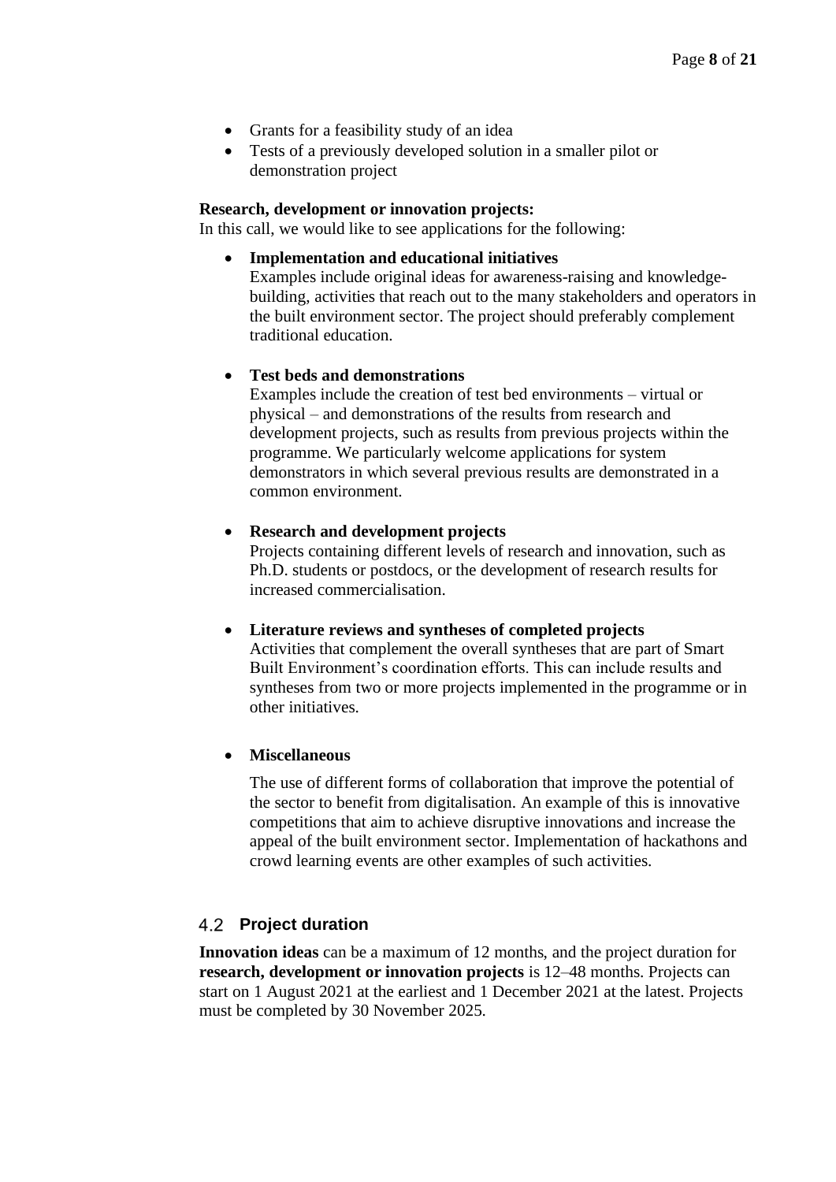- Grants for a feasibility study of an idea
- Tests of a previously developed solution in a smaller pilot or demonstration project

**Research, development or innovation projects:**
In this call, we would like to see applications for the following:

- **Implementation and educational initiatives**
  Examples include original ideas for awareness-raising and knowledge-building, activities that reach out to the many stakeholders and operators in the built environment sector. The project should preferably complement traditional education.

- **Test beds and demonstrations**
  Examples include the creation of test bed environments – virtual or physical – and demonstrations of the results from research and development projects, such as results from previous projects within the programme. We particularly welcome applications for system demonstrators in which several previous results are demonstrated in a common environment.

- **Research and development projects**
  Projects containing different levels of research and innovation, such as Ph.D. students or postdocs, or the development of research results for increased commercialisation.

- **Literature reviews and syntheses of completed projects**
  Activities that complement the overall syntheses that are part of Smart Built Environment's coordination efforts. This can include results and syntheses from two or more projects implemented in the programme or in other initiatives.

- **Miscellaneous**

  The use of different forms of collaboration that improve the potential of the sector to benefit from digitalisation. An example of this is innovative competitions that aim to achieve disruptive innovations and increase the appeal of the built environment sector. Implementation of hackathons and crowd learning events are other examples of such activities.

## 4.2 Project duration

**Innovation ideas** can be a maximum of 12 months, and the project duration for **research, development or innovation projects** is 12–48 months. Projects can start on 1 August 2021 at the earliest and 1 December 2021 at the latest. Projects must be completed by 30 November 2025.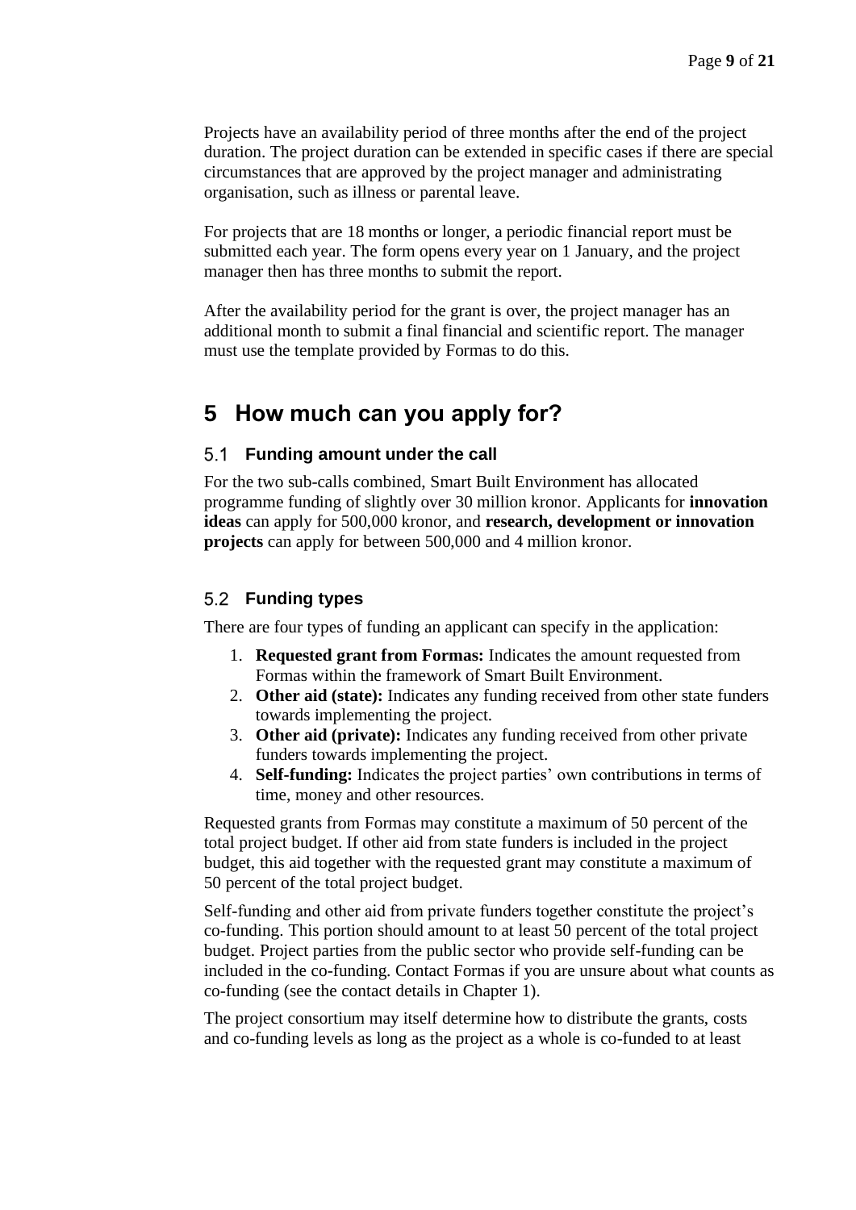Projects have an availability period of three months after the end of the project duration. The project duration can be extended in specific cases if there are special circumstances that are approved by the project manager and administrating organisation, such as illness or parental leave.

For projects that are 18 months or longer, a periodic financial report must be submitted each year. The form opens every year on 1 January, and the project manager then has three months to submit the report.

After the availability period for the grant is over, the project manager has an additional month to submit a final financial and scientific report. The manager must use the template provided by Formas to do this.

# 5 How much can you apply for?

## 5.1 Funding amount under the call

For the two sub-calls combined, Smart Built Environment has allocated programme funding of slightly over 30 million kronor. Applicants for **innovation ideas** can apply for 500,000 kronor, and **research, development or innovation projects** can apply for between 500,000 and 4 million kronor.

## 5.2 Funding types

There are four types of funding an applicant can specify in the application:

1. **Requested grant from Formas:** Indicates the amount requested from Formas within the framework of Smart Built Environment.
2. **Other aid (state):** Indicates any funding received from other state funders towards implementing the project.
3. **Other aid (private):** Indicates any funding received from other private funders towards implementing the project.
4. **Self-funding:** Indicates the project parties' own contributions in terms of time, money and other resources.

Requested grants from Formas may constitute a maximum of 50 percent of the total project budget. If other aid from state funders is included in the project budget, this aid together with the requested grant may constitute a maximum of 50 percent of the total project budget.

Self-funding and other aid from private funders together constitute the project's co-funding. This portion should amount to at least 50 percent of the total project budget. Project parties from the public sector who provide self-funding can be included in the co-funding. Contact Formas if you are unsure about what counts as co-funding (see the contact details in Chapter 1).

The project consortium may itself determine how to distribute the grants, costs and co-funding levels as long as the project as a whole is co-funded to at least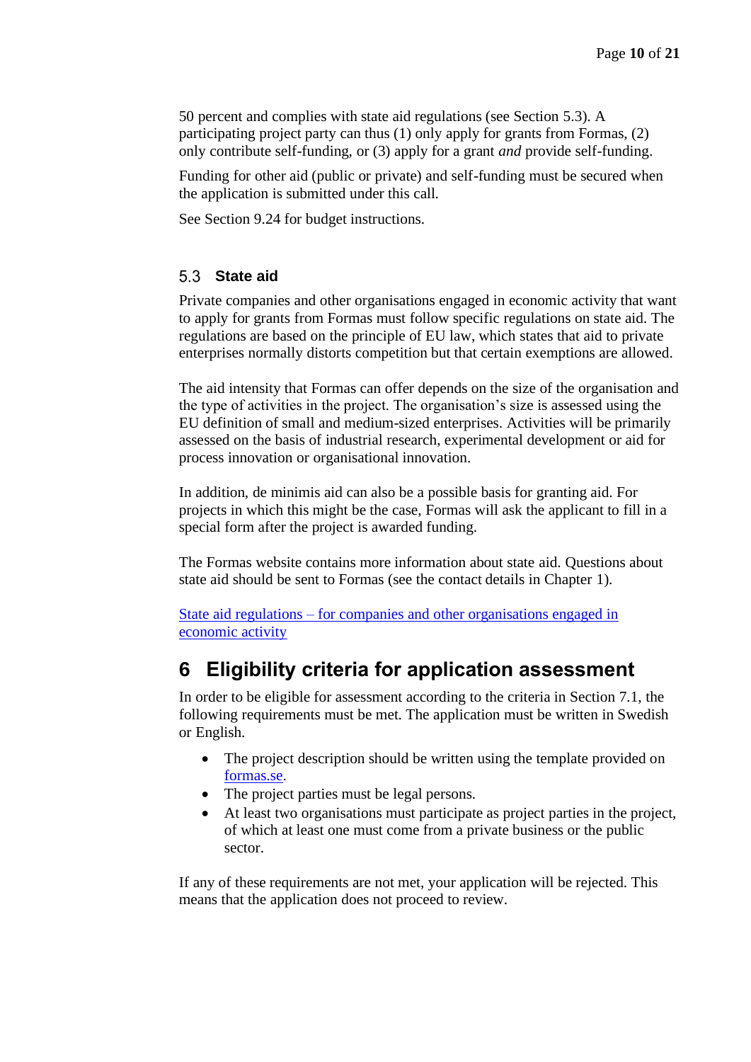50 percent and complies with state aid regulations (see Section 5.3). A participating project party can thus (1) only apply for grants from Formas, (2) only contribute self-funding, or (3) apply for a grant *and* provide self-funding.

Funding for other aid (public or private) and self-funding must be secured when the application is submitted under this call.

See Section 9.24 for budget instructions.

### 5.3 State aid

Private companies and other organisations engaged in economic activity that want to apply for grants from Formas must follow specific regulations on state aid. The regulations are based on the principle of EU law, which states that aid to private enterprises normally distorts competition but that certain exemptions are allowed.

The aid intensity that Formas can offer depends on the size of the organisation and the type of activities in the project. The organisation's size is assessed using the EU definition of small and medium-sized enterprises. Activities will be primarily assessed on the basis of industrial research, experimental development or aid for process innovation or organisational innovation.

In addition, de minimis aid can also be a possible basis for granting aid. For projects in which this might be the case, Formas will ask the applicant to fill in a special form after the project is awarded funding.

The Formas website contains more information about state aid. Questions about state aid should be sent to Formas (see the contact details in Chapter 1).

State aid regulations – for companies and other organisations engaged in economic activity

# 6 Eligibility criteria for application assessment

In order to be eligible for assessment according to the criteria in Section 7.1, the following requirements must be met. The application must be written in Swedish or English.

- The project description should be written using the template provided on formas.se.
- The project parties must be legal persons.
- At least two organisations must participate as project parties in the project, of which at least one must come from a private business or the public sector.

If any of these requirements are not met, your application will be rejected. This means that the application does not proceed to review.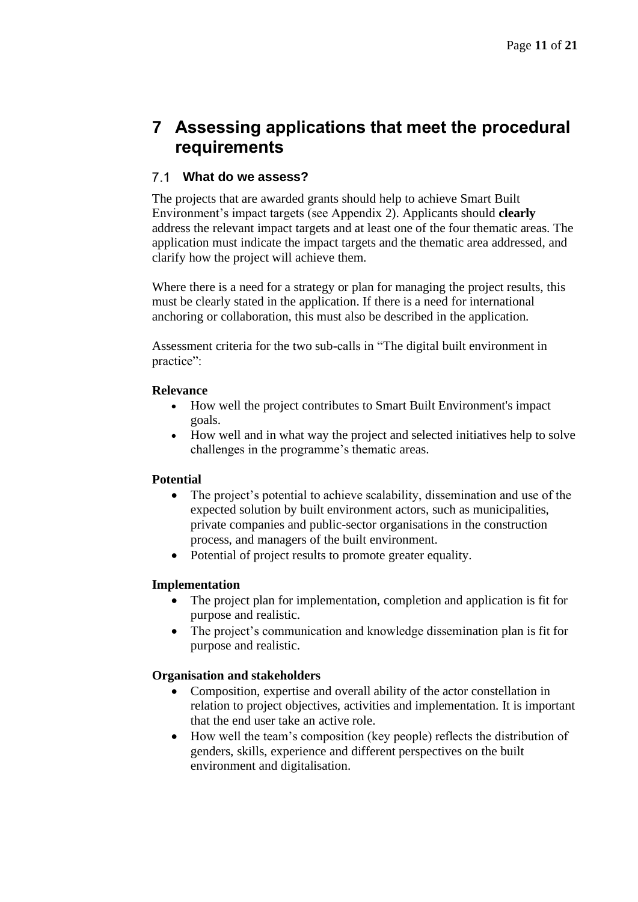# 7 Assessing applications that meet the procedural requirements

## 7.1 What do we assess?

The projects that are awarded grants should help to achieve Smart Built Environment's impact targets (see Appendix 2). Applicants should **clearly** address the relevant impact targets and at least one of the four thematic areas. The application must indicate the impact targets and the thematic area addressed, and clarify how the project will achieve them.

Where there is a need for a strategy or plan for managing the project results, this must be clearly stated in the application. If there is a need for international anchoring or collaboration, this must also be described in the application.

Assessment criteria for the two sub-calls in "The digital built environment in practice":

**Relevance**

- How well the project contributes to Smart Built Environment's impact goals.
- How well and in what way the project and selected initiatives help to solve challenges in the programme's thematic areas.

**Potential**

- The project's potential to achieve scalability, dissemination and use of the expected solution by built environment actors, such as municipalities, private companies and public-sector organisations in the construction process, and managers of the built environment.
- Potential of project results to promote greater equality.

**Implementation**

- The project plan for implementation, completion and application is fit for purpose and realistic.
- The project's communication and knowledge dissemination plan is fit for purpose and realistic.

**Organisation and stakeholders**

- Composition, expertise and overall ability of the actor constellation in relation to project objectives, activities and implementation. It is important that the end user take an active role.
- How well the team's composition (key people) reflects the distribution of genders, skills, experience and different perspectives on the built environment and digitalisation.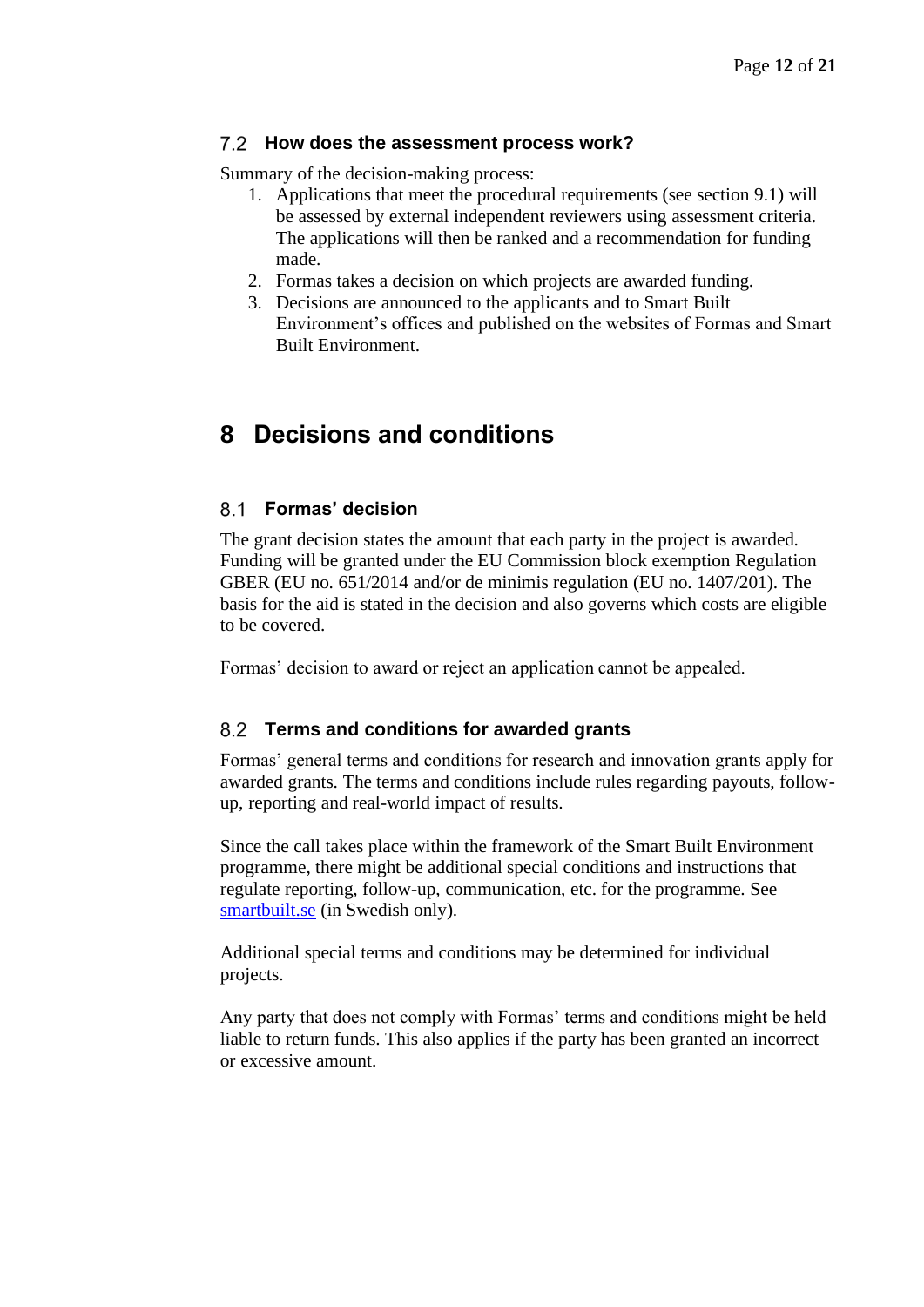### 7.2 How does the assessment process work?

Summary of the decision-making process:

1. Applications that meet the procedural requirements (see section 9.1) will be assessed by external independent reviewers using assessment criteria. The applications will then be ranked and a recommendation for funding made.
2. Formas takes a decision on which projects are awarded funding.
3. Decisions are announced to the applicants and to Smart Built Environment's offices and published on the websites of Formas and Smart Built Environment.

# 8 Decisions and conditions

### 8.1 Formas' decision

The grant decision states the amount that each party in the project is awarded. Funding will be granted under the EU Commission block exemption Regulation GBER (EU no. 651/2014 and/or de minimis regulation (EU no. 1407/201). The basis for the aid is stated in the decision and also governs which costs are eligible to be covered.

Formas' decision to award or reject an application cannot be appealed.

### 8.2 Terms and conditions for awarded grants

Formas' general terms and conditions for research and innovation grants apply for awarded grants. The terms and conditions include rules regarding payouts, follow-up, reporting and real-world impact of results.

Since the call takes place within the framework of the Smart Built Environment programme, there might be additional special conditions and instructions that regulate reporting, follow-up, communication, etc. for the programme. See smartbuilt.se (in Swedish only).

Additional special terms and conditions may be determined for individual projects.

Any party that does not comply with Formas' terms and conditions might be held liable to return funds. This also applies if the party has been granted an incorrect or excessive amount.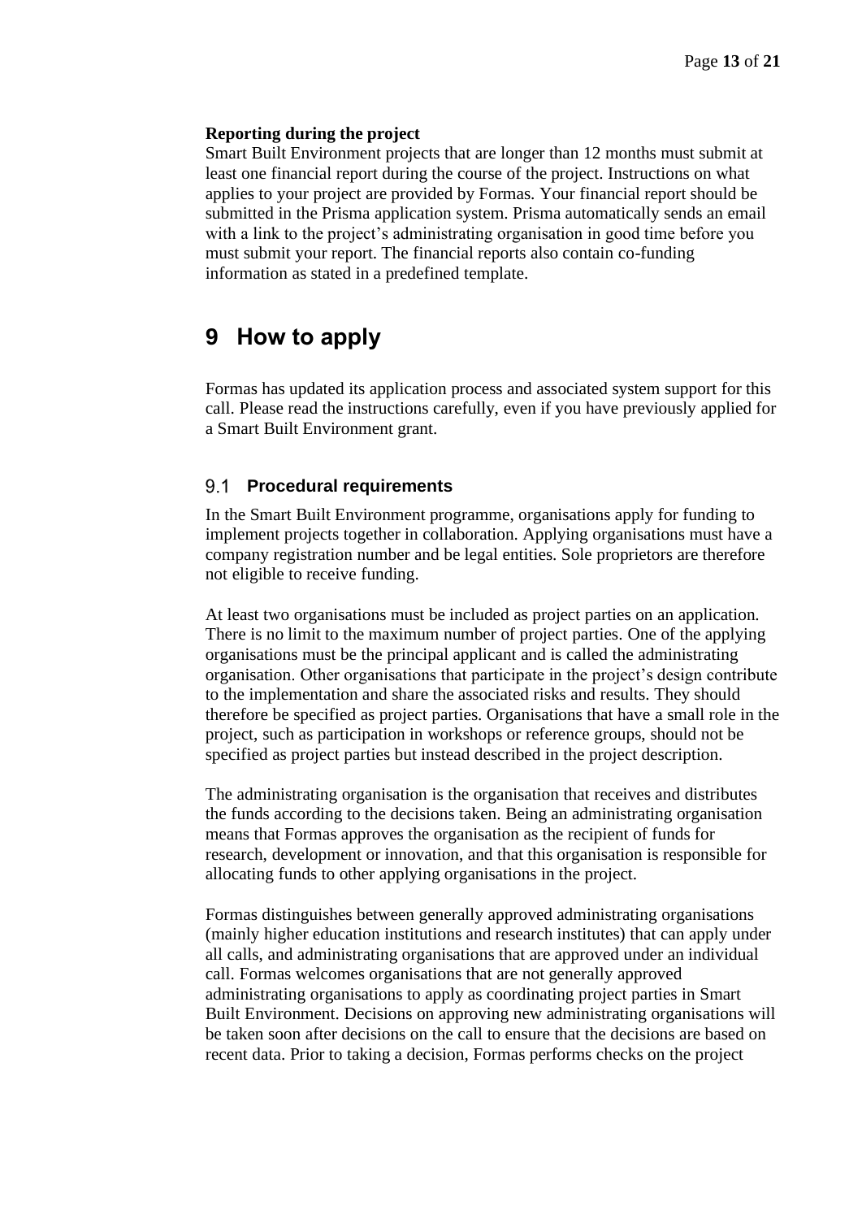**Reporting during the project**

Smart Built Environment projects that are longer than 12 months must submit at least one financial report during the course of the project. Instructions on what applies to your project are provided by Formas. Your financial report should be submitted in the Prisma application system. Prisma automatically sends an email with a link to the project's administrating organisation in good time before you must submit your report. The financial reports also contain co-funding information as stated in a predefined template.

# 9 How to apply

Formas has updated its application process and associated system support for this call. Please read the instructions carefully, even if you have previously applied for a Smart Built Environment grant.

## 9.1 Procedural requirements

In the Smart Built Environment programme, organisations apply for funding to implement projects together in collaboration. Applying organisations must have a company registration number and be legal entities. Sole proprietors are therefore not eligible to receive funding.

At least two organisations must be included as project parties on an application. There is no limit to the maximum number of project parties. One of the applying organisations must be the principal applicant and is called the administrating organisation. Other organisations that participate in the project's design contribute to the implementation and share the associated risks and results. They should therefore be specified as project parties. Organisations that have a small role in the project, such as participation in workshops or reference groups, should not be specified as project parties but instead described in the project description.

The administrating organisation is the organisation that receives and distributes the funds according to the decisions taken. Being an administrating organisation means that Formas approves the organisation as the recipient of funds for research, development or innovation, and that this organisation is responsible for allocating funds to other applying organisations in the project.

Formas distinguishes between generally approved administrating organisations (mainly higher education institutions and research institutes) that can apply under all calls, and administrating organisations that are approved under an individual call. Formas welcomes organisations that are not generally approved administrating organisations to apply as coordinating project parties in Smart Built Environment. Decisions on approving new administrating organisations will be taken soon after decisions on the call to ensure that the decisions are based on recent data. Prior to taking a decision, Formas performs checks on the project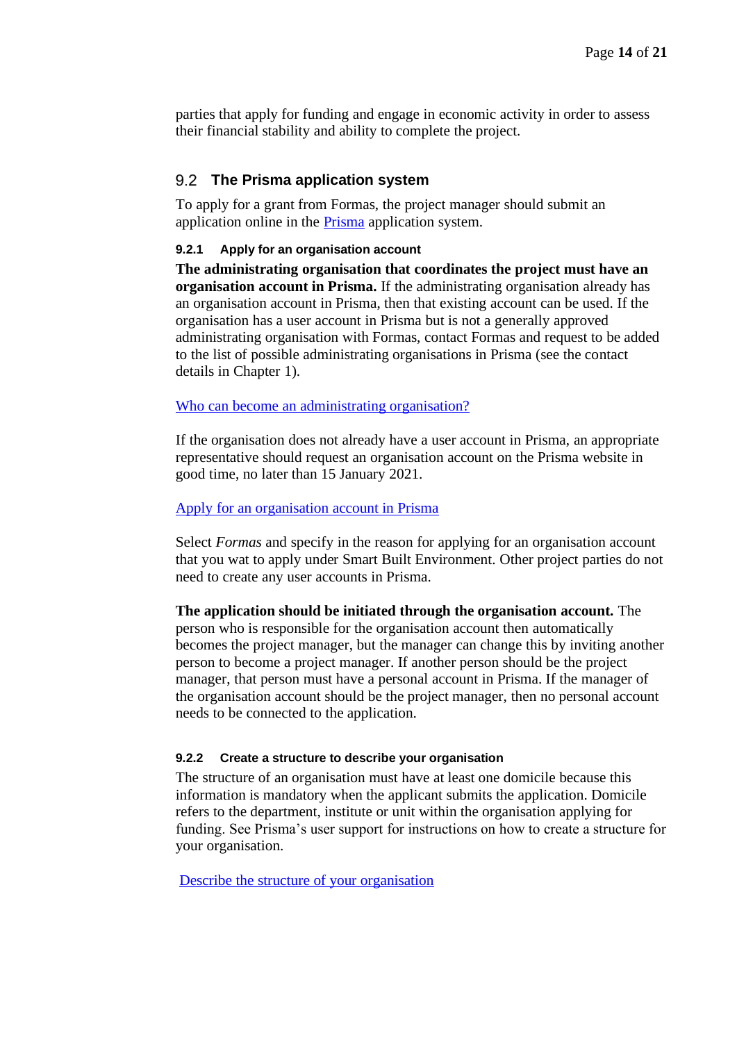parties that apply for funding and engage in economic activity in order to assess their financial stability and ability to complete the project.

## 9.2 The Prisma application system

To apply for a grant from Formas, the project manager should submit an application online in the Prisma application system.

### 9.2.1 Apply for an organisation account

**The administrating organisation that coordinates the project must have an organisation account in Prisma.** If the administrating organisation already has an organisation account in Prisma, then that existing account can be used. If the organisation has a user account in Prisma but is not a generally approved administrating organisation with Formas, contact Formas and request to be added to the list of possible administrating organisations in Prisma (see the contact details in Chapter 1).

Who can become an administrating organisation?

If the organisation does not already have a user account in Prisma, an appropriate representative should request an organisation account on the Prisma website in good time, no later than 15 January 2021.

Apply for an organisation account in Prisma

Select *Formas* and specify in the reason for applying for an organisation account that you wat to apply under Smart Built Environment. Other project parties do not need to create any user accounts in Prisma.

**The application should be initiated through the organisation account.** The person who is responsible for the organisation account then automatically becomes the project manager, but the manager can change this by inviting another person to become a project manager. If another person should be the project manager, that person must have a personal account in Prisma. If the manager of the organisation account should be the project manager, then no personal account needs to be connected to the application.

### 9.2.2 Create a structure to describe your organisation

The structure of an organisation must have at least one domicile because this information is mandatory when the applicant submits the application. Domicile refers to the department, institute or unit within the organisation applying for funding. See Prisma's user support for instructions on how to create a structure for your organisation.

Describe the structure of your organisation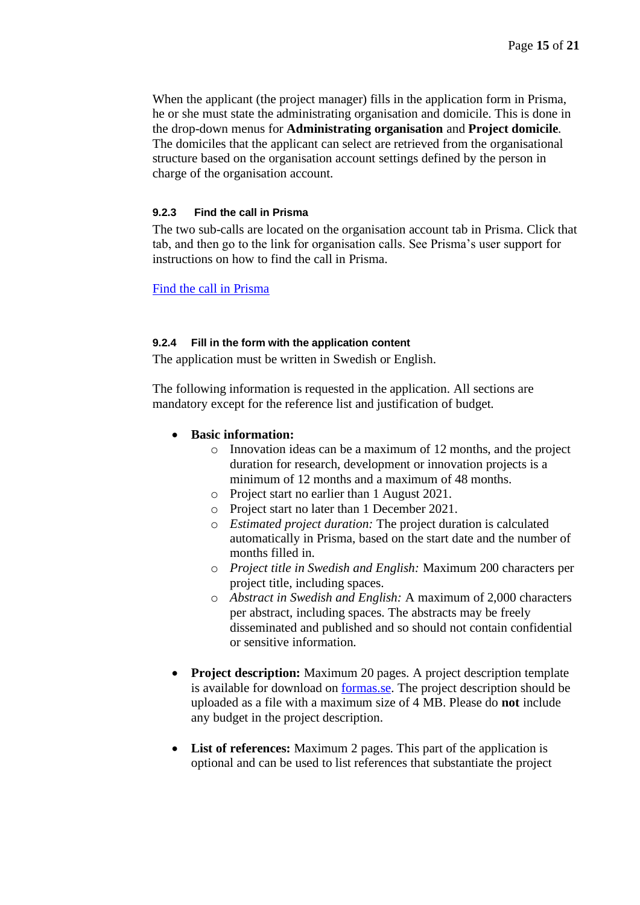When the applicant (the project manager) fills in the application form in Prisma, he or she must state the administrating organisation and domicile. This is done in the drop-down menus for **Administrating organisation** and **Project domicile**. The domiciles that the applicant can select are retrieved from the organisational structure based on the organisation account settings defined by the person in charge of the organisation account.

#### 9.2.3 Find the call in Prisma

The two sub-calls are located on the organisation account tab in Prisma. Click that tab, and then go to the link for organisation calls. See Prisma's user support for instructions on how to find the call in Prisma.

[Find the call in Prisma]()

#### 9.2.4 Fill in the form with the application content

The application must be written in Swedish or English.

The following information is requested in the application. All sections are mandatory except for the reference list and justification of budget.

- **Basic information:**
    - Innovation ideas can be a maximum of 12 months, and the project duration for research, development or innovation projects is a minimum of 12 months and a maximum of 48 months.
    - Project start no earlier than 1 August 2021.
    - Project start no later than 1 December 2021.
    - *Estimated project duration:* The project duration is calculated automatically in Prisma, based on the start date and the number of months filled in.
    - *Project title in Swedish and English:* Maximum 200 characters per project title, including spaces.
    - *Abstract in Swedish and English:* A maximum of 2,000 characters per abstract, including spaces. The abstracts may be freely disseminated and published and so should not contain confidential or sensitive information.

- **Project description:** Maximum 20 pages. A project description template is available for download on [formas.se](). The project description should be uploaded as a file with a maximum size of 4 MB. Please do **not** include any budget in the project description.

- **List of references:** Maximum 2 pages. This part of the application is optional and can be used to list references that substantiate the project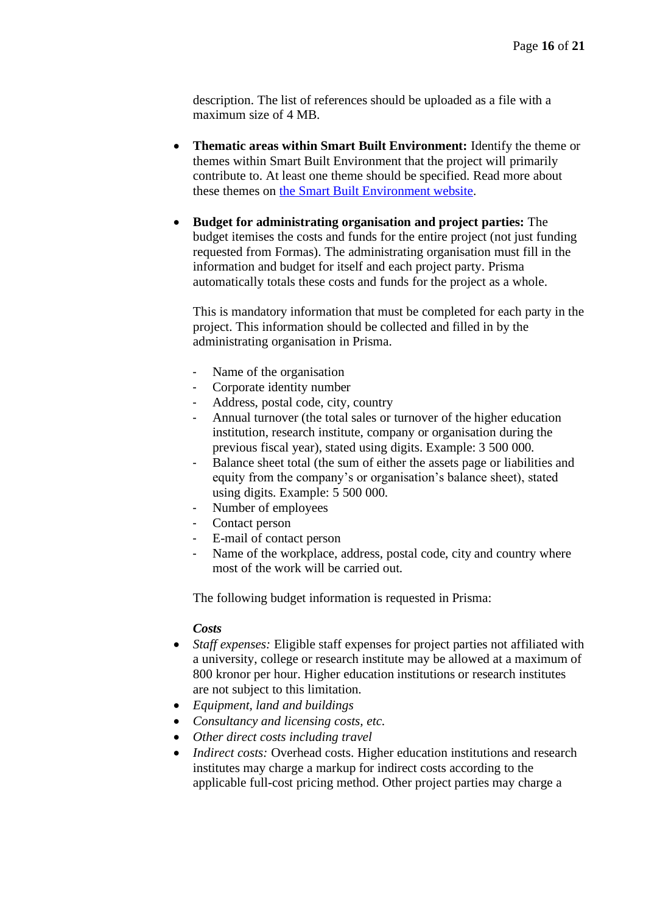description. The list of references should be uploaded as a file with a maximum size of 4 MB.

- **Thematic areas within Smart Built Environment:** Identify the theme or themes within Smart Built Environment that the project will primarily contribute to. At least one theme should be specified. Read more about these themes on [the Smart Built Environment website](the Smart Built Environment website).

- **Budget for administrating organisation and project parties:** The budget itemises the costs and funds for the entire project (not just funding requested from Formas). The administrating organisation must fill in the information and budget for itself and each project party. Prisma automatically totals these costs and funds for the project as a whole.

  This is mandatory information that must be completed for each party in the project. This information should be collected and filled in by the administrating organisation in Prisma.

  - Name of the organisation
  - Corporate identity number
  - Address, postal code, city, country
  - Annual turnover (the total sales or turnover of the higher education institution, research institute, company or organisation during the previous fiscal year), stated using digits. Example: 3 500 000.
  - Balance sheet total (the sum of either the assets page or liabilities and equity from the company's or organisation's balance sheet), stated using digits. Example: 5 500 000.
  - Number of employees
  - Contact person
  - E-mail of contact person
  - Name of the workplace, address, postal code, city and country where most of the work will be carried out.

  The following budget information is requested in Prisma:

  ***Costs***

- *Staff expenses:* Eligible staff expenses for project parties not affiliated with a university, college or research institute may be allowed at a maximum of 800 kronor per hour. Higher education institutions or research institutes are not subject to this limitation.
- *Equipment, land and buildings*
- *Consultancy and licensing costs, etc.*
- *Other direct costs including travel*
- *Indirect costs:* Overhead costs. Higher education institutions and research institutes may charge a markup for indirect costs according to the applicable full-cost pricing method. Other project parties may charge a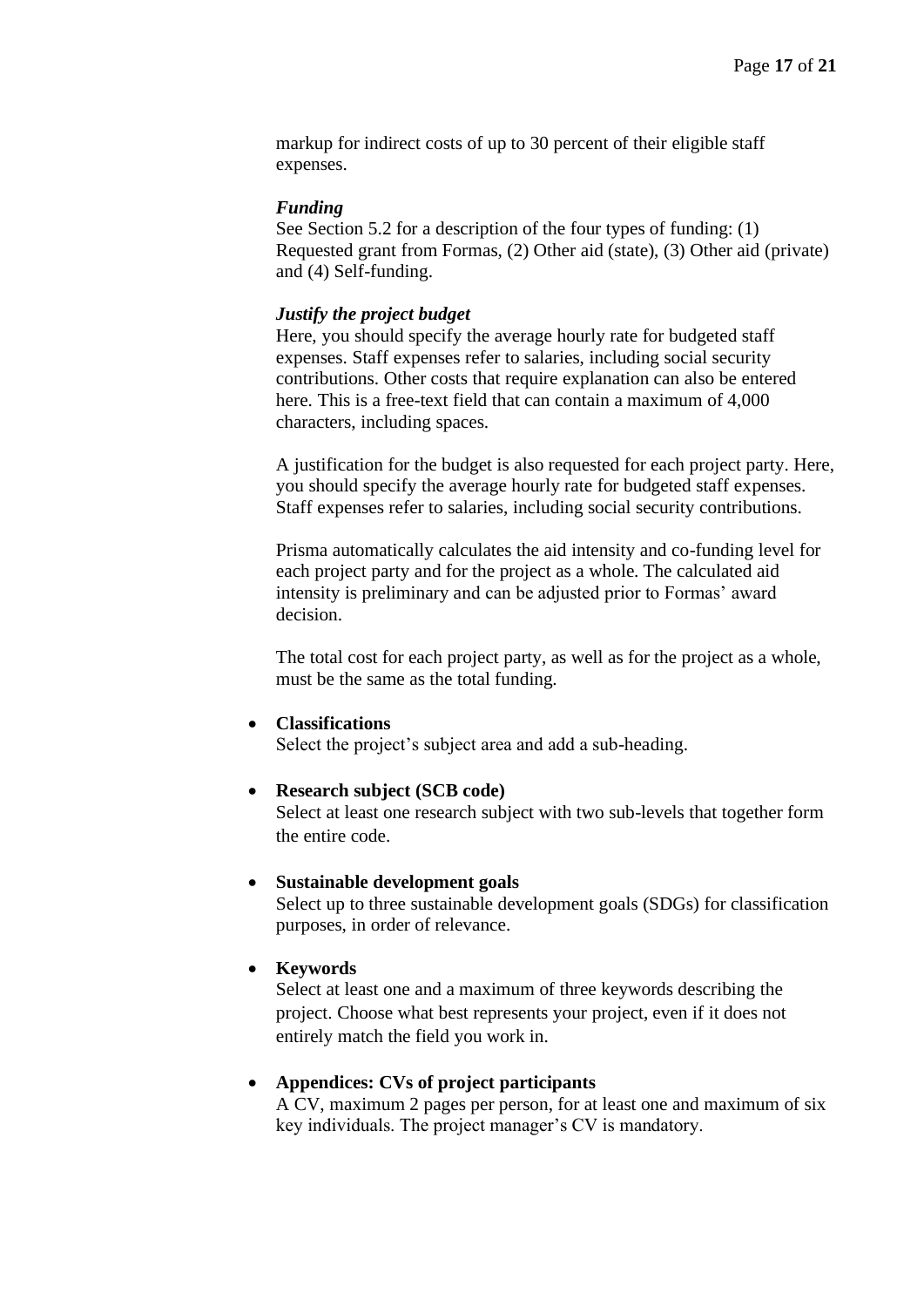markup for indirect costs of up to 30 percent of their eligible staff expenses.

***Funding***

See Section 5.2 for a description of the four types of funding: (1) Requested grant from Formas, (2) Other aid (state), (3) Other aid (private) and (4) Self-funding.

***Justify the project budget***

Here, you should specify the average hourly rate for budgeted staff expenses. Staff expenses refer to salaries, including social security contributions. Other costs that require explanation can also be entered here. This is a free-text field that can contain a maximum of 4,000 characters, including spaces.

A justification for the budget is also requested for each project party. Here, you should specify the average hourly rate for budgeted staff expenses. Staff expenses refer to salaries, including social security contributions.

Prisma automatically calculates the aid intensity and co-funding level for each project party and for the project as a whole. The calculated aid intensity is preliminary and can be adjusted prior to Formas' award decision.

The total cost for each project party, as well as for the project as a whole, must be the same as the total funding.

- **Classifications**
  Select the project's subject area and add a sub-heading.

- **Research subject (SCB code)**
  Select at least one research subject with two sub-levels that together form the entire code.

- **Sustainable development goals**
  Select up to three sustainable development goals (SDGs) for classification purposes, in order of relevance.

- **Keywords**
  Select at least one and a maximum of three keywords describing the project. Choose what best represents your project, even if it does not entirely match the field you work in.

- **Appendices: CVs of project participants**
  A CV, maximum 2 pages per person, for at least one and maximum of six key individuals. The project manager's CV is mandatory.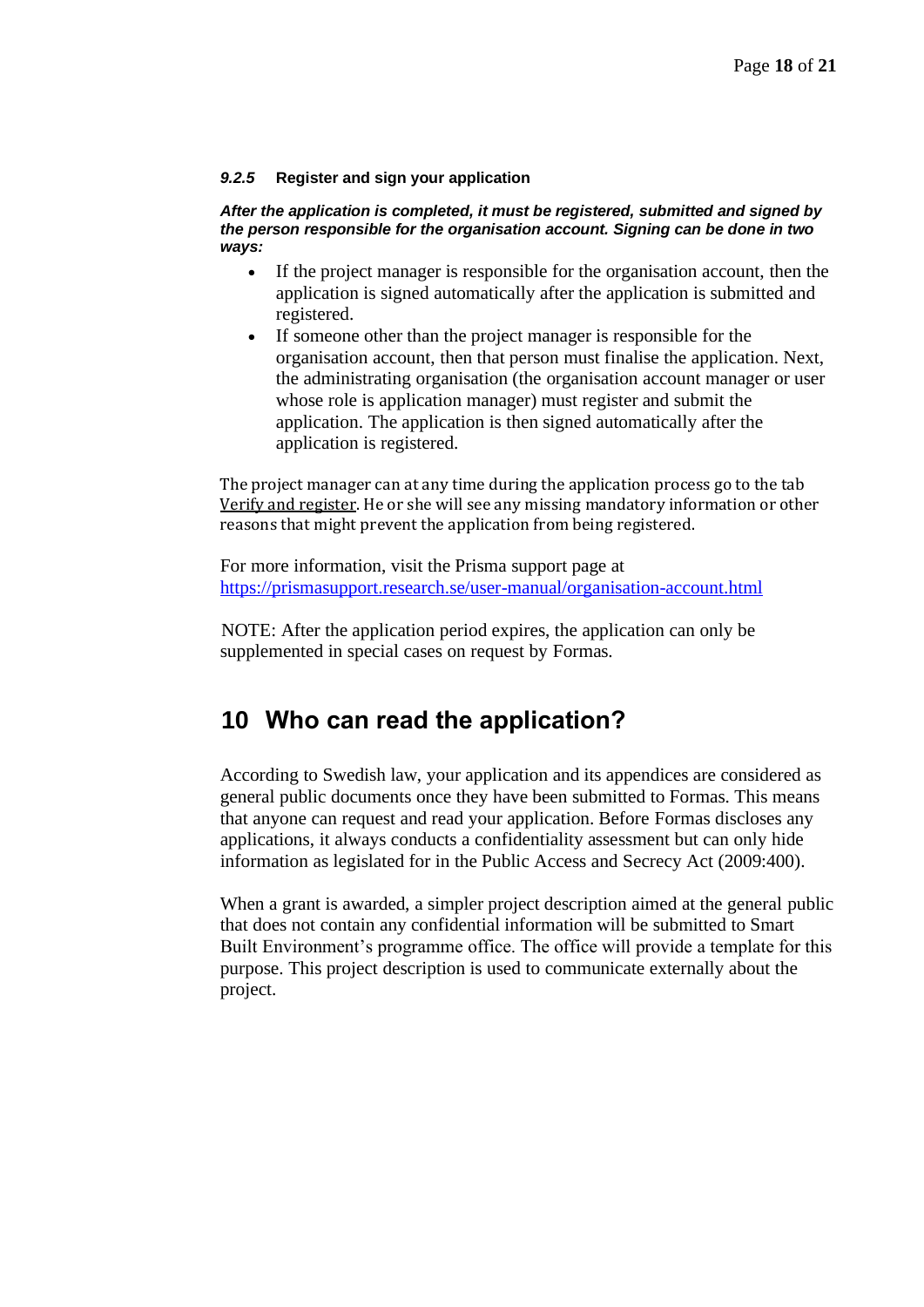#### *9.2.5* Register and sign your application

***After the application is completed, it must be registered, submitted and signed by the person responsible for the organisation account. Signing can be done in two ways:***

- If the project manager is responsible for the organisation account, then the application is signed automatically after the application is submitted and registered.
- If someone other than the project manager is responsible for the organisation account, then that person must finalise the application. Next, the administrating organisation (the organisation account manager or user whose role is application manager) must register and submit the application. The application is then signed automatically after the application is registered.

The project manager can at any time during the application process go to the tab Verify and register. He or she will see any missing mandatory information or other reasons that might prevent the application from being registered.

For more information, visit the Prisma support page at [https://prismasupport.research.se/user-manual/organisation-account.html](https://prismasupport.research.se/user-manual/organisation-account.html)

NOTE: After the application period expires, the application can only be supplemented in special cases on request by Formas.

# 10 Who can read the application?

According to Swedish law, your application and its appendices are considered as general public documents once they have been submitted to Formas. This means that anyone can request and read your application. Before Formas discloses any applications, it always conducts a confidentiality assessment but can only hide information as legislated for in the Public Access and Secrecy Act (2009:400).

When a grant is awarded, a simpler project description aimed at the general public that does not contain any confidential information will be submitted to Smart Built Environment's programme office. The office will provide a template for this purpose. This project description is used to communicate externally about the project.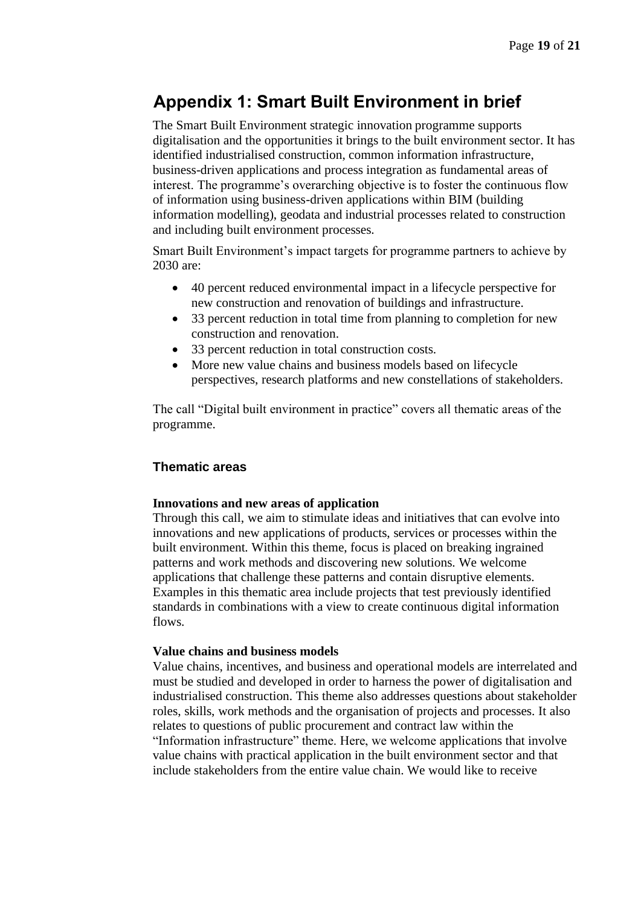# Appendix 1: Smart Built Environment in brief

The Smart Built Environment strategic innovation programme supports digitalisation and the opportunities it brings to the built environment sector. It has identified industrialised construction, common information infrastructure, business-driven applications and process integration as fundamental areas of interest. The programme's overarching objective is to foster the continuous flow of information using business-driven applications within BIM (building information modelling), geodata and industrial processes related to construction and including built environment processes.

Smart Built Environment's impact targets for programme partners to achieve by 2030 are:

- 40 percent reduced environmental impact in a lifecycle perspective for new construction and renovation of buildings and infrastructure.
- 33 percent reduction in total time from planning to completion for new construction and renovation.
- 33 percent reduction in total construction costs.
- More new value chains and business models based on lifecycle perspectives, research platforms and new constellations of stakeholders.

The call "Digital built environment in practice" covers all thematic areas of the programme.

### Thematic areas

**Innovations and new areas of application**
Through this call, we aim to stimulate ideas and initiatives that can evolve into innovations and new applications of products, services or processes within the built environment. Within this theme, focus is placed on breaking ingrained patterns and work methods and discovering new solutions. We welcome applications that challenge these patterns and contain disruptive elements. Examples in this thematic area include projects that test previously identified standards in combinations with a view to create continuous digital information flows.

**Value chains and business models**
Value chains, incentives, and business and operational models are interrelated and must be studied and developed in order to harness the power of digitalisation and industrialised construction. This theme also addresses questions about stakeholder roles, skills, work methods and the organisation of projects and processes. It also relates to questions of public procurement and contract law within the "Information infrastructure" theme. Here, we welcome applications that involve value chains with practical application in the built environment sector and that include stakeholders from the entire value chain. We would like to receive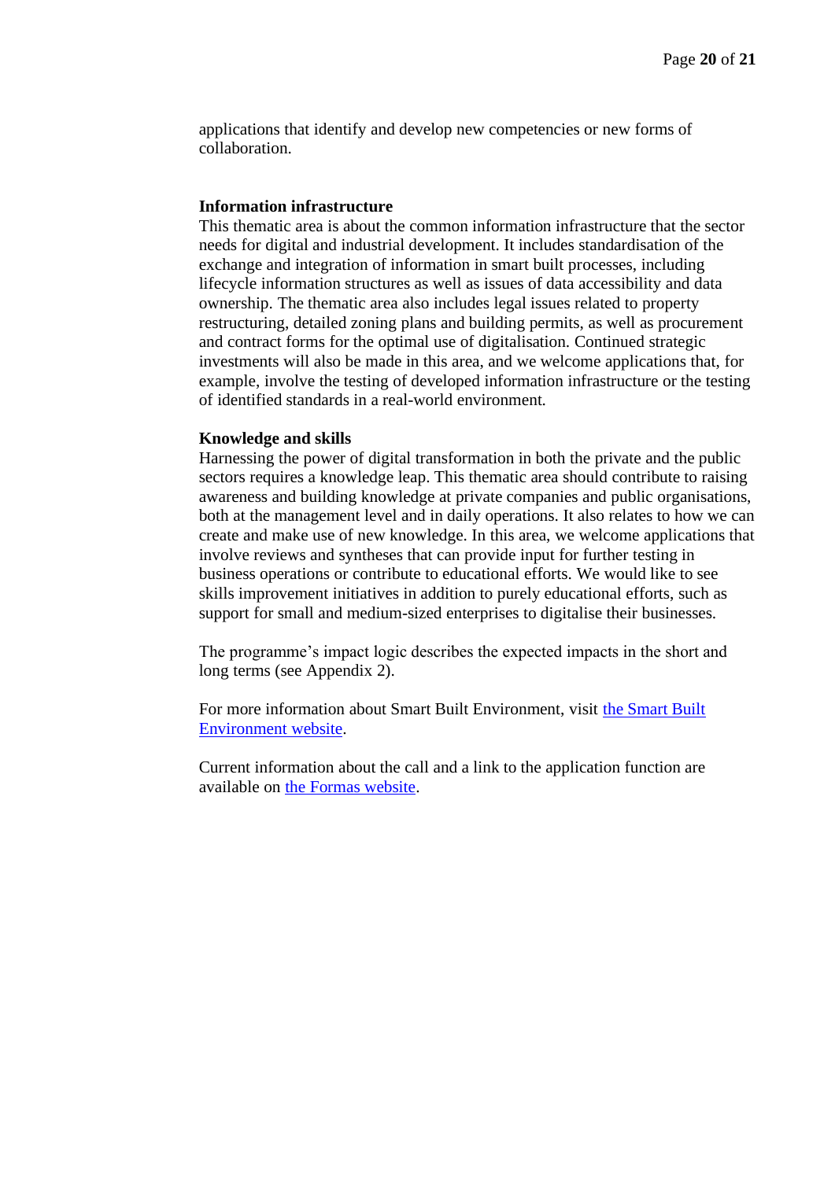applications that identify and develop new competencies or new forms of collaboration.

**Information infrastructure**

This thematic area is about the common information infrastructure that the sector needs for digital and industrial development. It includes standardisation of the exchange and integration of information in smart built processes, including lifecycle information structures as well as issues of data accessibility and data ownership. The thematic area also includes legal issues related to property restructuring, detailed zoning plans and building permits, as well as procurement and contract forms for the optimal use of digitalisation. Continued strategic investments will also be made in this area, and we welcome applications that, for example, involve the testing of developed information infrastructure or the testing of identified standards in a real-world environment.

**Knowledge and skills**

Harnessing the power of digital transformation in both the private and the public sectors requires a knowledge leap. This thematic area should contribute to raising awareness and building knowledge at private companies and public organisations, both at the management level and in daily operations. It also relates to how we can create and make use of new knowledge. In this area, we welcome applications that involve reviews and syntheses that can provide input for further testing in business operations or contribute to educational efforts. We would like to see skills improvement initiatives in addition to purely educational efforts, such as support for small and medium-sized enterprises to digitalise their businesses.

The programme's impact logic describes the expected impacts in the short and long terms (see Appendix 2).

For more information about Smart Built Environment, visit the Smart Built Environment website.

Current information about the call and a link to the application function are available on the Formas website.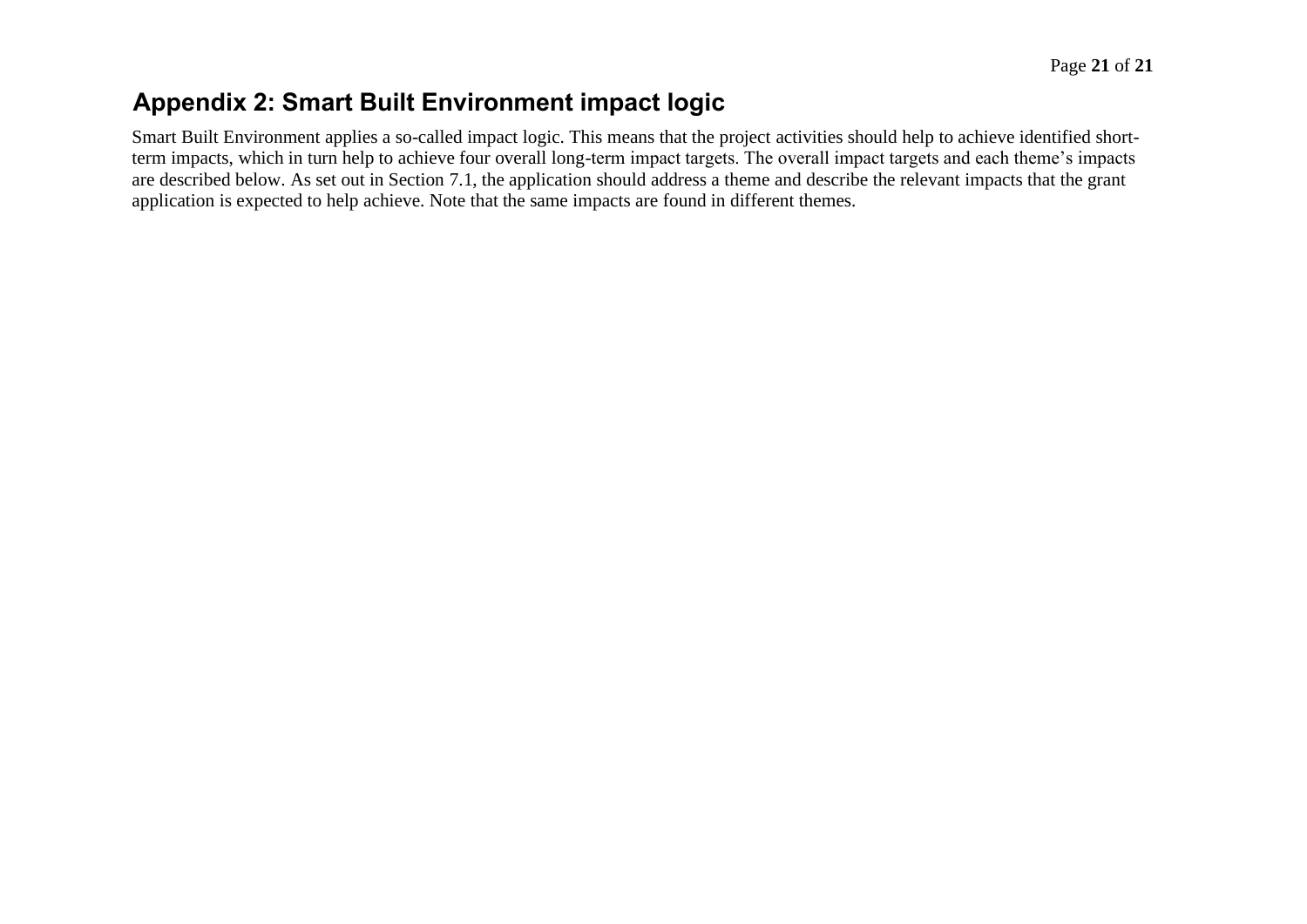## Appendix 2: Smart Built Environment impact logic

Smart Built Environment applies a so-called impact logic. This means that the project activities should help to achieve identified short-term impacts, which in turn help to achieve four overall long-term impact targets. The overall impact targets and each theme's impacts are described below. As set out in Section 7.1, the application should address a theme and describe the relevant impacts that the grant application is expected to help achieve. Note that the same impacts are found in different themes.